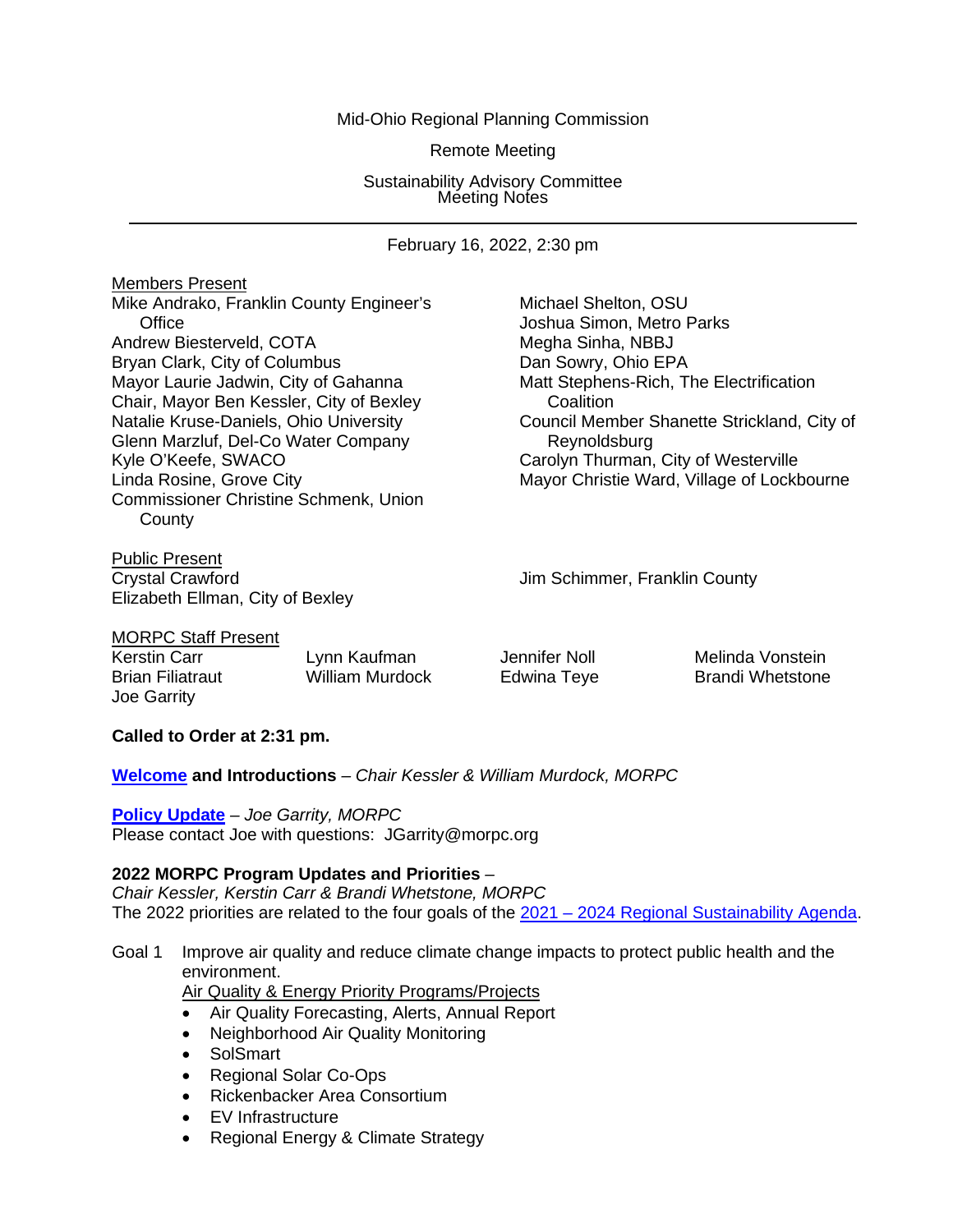Mid-Ohio Regional Planning Commission

Remote Meeting

Sustainability Advisory Committee
Meeting Notes

---

February 16, 2022, 2:30 pm

Members Present

Mike Andrako, Franklin County Engineer's Office
Andrew Biesterveld, COTA
Bryan Clark, City of Columbus
Mayor Laurie Jadwin, City of Gahanna
Chair, Mayor Ben Kessler, City of Bexley
Natalie Kruse-Daniels, Ohio University
Glenn Marzluf, Del-Co Water Company
Kyle O'Keefe, SWACO
Linda Rosine, Grove City
Commissioner Christine Schmenk, Union County
Michael Shelton, OSU
Joshua Simon, Metro Parks
Megha Sinha, NBBJ
Dan Sowry, Ohio EPA
Matt Stephens-Rich, The Electrification Coalition
Council Member Shanette Strickland, City of Reynoldsburg
Carolyn Thurman, City of Westerville
Mayor Christie Ward, Village of Lockbourne

Public Present

Crystal Crawford
Elizabeth Ellman, City of Bexley
Jim Schimmer, Franklin County

MORPC Staff Present

Kerstin Carr
Brian Filiatraut
Joe Garrity
Lynn Kaufman
William Murdock
Jennifer Noll
Edwina Teye
Melinda Vonstein
Brandi Whetstone

**Called to Order at 2:31 pm.**

**Welcome and Introductions** – *Chair Kessler & William Murdock, MORPC*

**Policy Update** – *Joe Garrity, MORPC*
Please contact Joe with questions: JGarrity@morpc.org

**2022 MORPC Program Updates and Priorities** –
*Chair Kessler, Kerstin Carr & Brandi Whetstone, MORPC*
The 2022 priorities are related to the four goals of the 2021 – 2024 Regional Sustainability Agenda.

Goal 1 Improve air quality and reduce climate change impacts to protect public health and the environment.

Air Quality & Energy Priority Programs/Projects

- Air Quality Forecasting, Alerts, Annual Report
- Neighborhood Air Quality Monitoring
- SolSmart
- Regional Solar Co-Ops
- Rickenbacker Area Consortium
- EV Infrastructure
- Regional Energy & Climate Strategy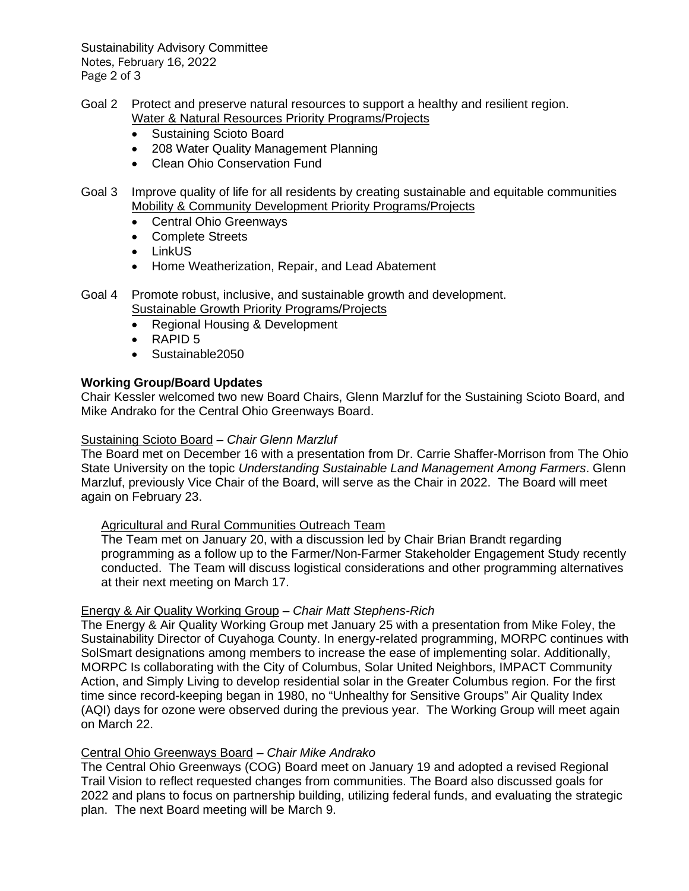Goal 2 Protect and preserve natural resources to support a healthy and resilient region.

Water & Natural Resources Priority Programs/Projects

- Sustaining Scioto Board
- 208 Water Quality Management Planning
- Clean Ohio Conservation Fund

Goal 3 Improve quality of life for all residents by creating sustainable and equitable communities

Mobility & Community Development Priority Programs/Projects

- Central Ohio Greenways
- Complete Streets
- LinkUS
- Home Weatherization, Repair, and Lead Abatement

Goal 4 Promote robust, inclusive, and sustainable growth and development.

Sustainable Growth Priority Programs/Projects

- Regional Housing & Development
- RAPID 5
- Sustainable2050

**Working Group/Board Updates**

Chair Kessler welcomed two new Board Chairs, Glenn Marzluf for the Sustaining Scioto Board, and Mike Andrako for the Central Ohio Greenways Board.

Sustaining Scioto Board – *Chair Glenn Marzluf*

The Board met on December 16 with a presentation from Dr. Carrie Shaffer-Morrison from The Ohio State University on the topic *Understanding Sustainable Land Management Among Farmers*. Glenn Marzluf, previously Vice Chair of the Board, will serve as the Chair in 2022. The Board will meet again on February 23.

Agricultural and Rural Communities Outreach Team

The Team met on January 20, with a discussion led by Chair Brian Brandt regarding programming as a follow up to the Farmer/Non-Farmer Stakeholder Engagement Study recently conducted. The Team will discuss logistical considerations and other programming alternatives at their next meeting on March 17.

Energy & Air Quality Working Group – *Chair Matt Stephens-Rich*

The Energy & Air Quality Working Group met January 25 with a presentation from Mike Foley, the Sustainability Director of Cuyahoga County. In energy-related programming, MORPC continues with SolSmart designations among members to increase the ease of implementing solar. Additionally, MORPC Is collaborating with the City of Columbus, Solar United Neighbors, IMPACT Community Action, and Simply Living to develop residential solar in the Greater Columbus region. For the first time since record-keeping began in 1980, no "Unhealthy for Sensitive Groups" Air Quality Index (AQI) days for ozone were observed during the previous year. The Working Group will meet again on March 22.

Central Ohio Greenways Board – *Chair Mike Andrako*

The Central Ohio Greenways (COG) Board meet on January 19 and adopted a revised Regional Trail Vision to reflect requested changes from communities. The Board also discussed goals for 2022 and plans to focus on partnership building, utilizing federal funds, and evaluating the strategic plan. The next Board meeting will be March 9.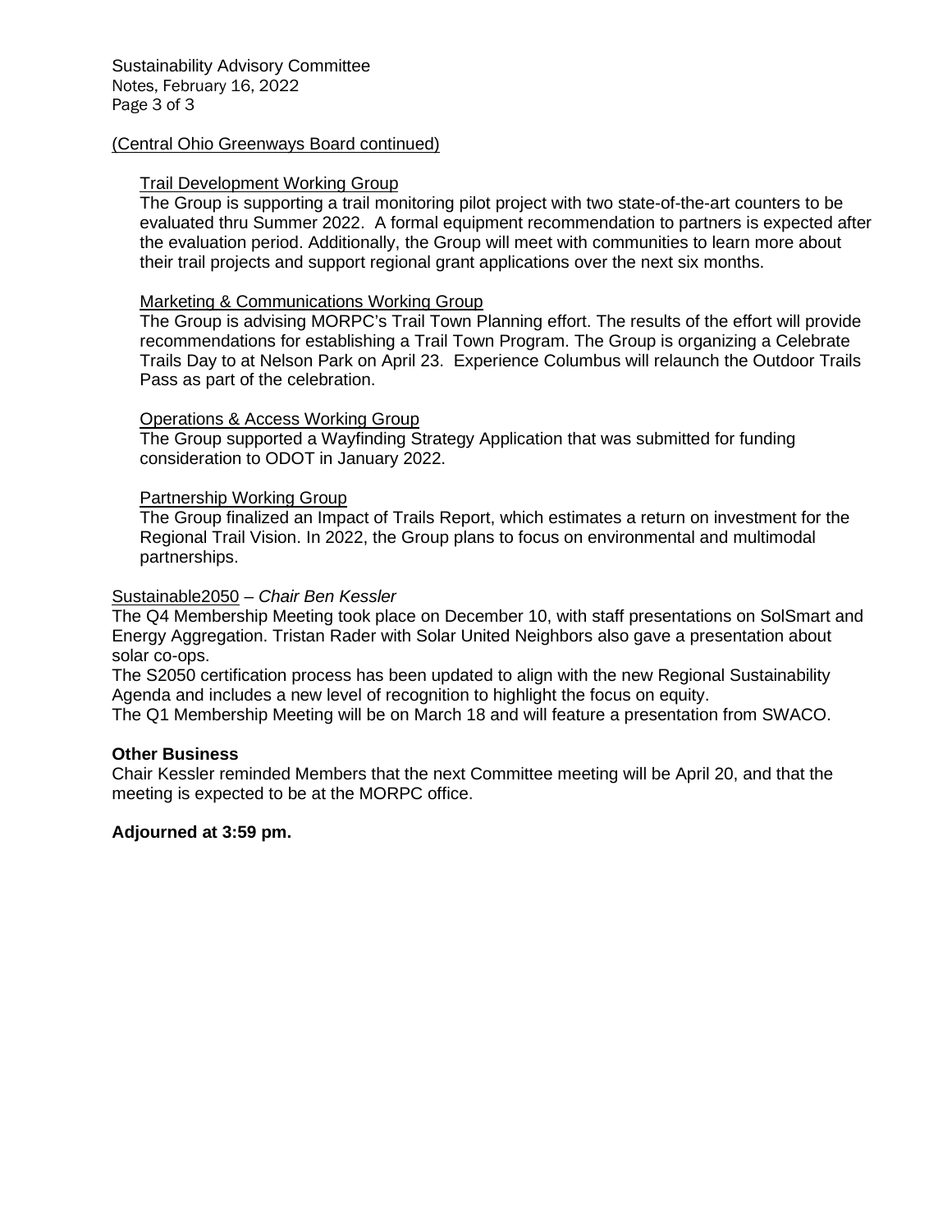(Central Ohio Greenways Board continued)

Trail Development Working Group

The Group is supporting a trail monitoring pilot project with two state-of-the-art counters to be evaluated thru Summer 2022. A formal equipment recommendation to partners is expected after the evaluation period. Additionally, the Group will meet with communities to learn more about their trail projects and support regional grant applications over the next six months.

Marketing & Communications Working Group

The Group is advising MORPC's Trail Town Planning effort. The results of the effort will provide recommendations for establishing a Trail Town Program. The Group is organizing a Celebrate Trails Day to at Nelson Park on April 23. Experience Columbus will relaunch the Outdoor Trails Pass as part of the celebration.

Operations & Access Working Group

The Group supported a Wayfinding Strategy Application that was submitted for funding consideration to ODOT in January 2022.

Partnership Working Group

The Group finalized an Impact of Trails Report, which estimates a return on investment for the Regional Trail Vision. In 2022, the Group plans to focus on environmental and multimodal partnerships.

Sustainable2050 – *Chair Ben Kessler*

The Q4 Membership Meeting took place on December 10, with staff presentations on SolSmart and Energy Aggregation. Tristan Rader with Solar United Neighbors also gave a presentation about solar co-ops.

The S2050 certification process has been updated to align with the new Regional Sustainability Agenda and includes a new level of recognition to highlight the focus on equity.

The Q1 Membership Meeting will be on March 18 and will feature a presentation from SWACO.

**Other Business**

Chair Kessler reminded Members that the next Committee meeting will be April 20, and that the meeting is expected to be at the MORPC office.

**Adjourned at 3:59 pm.**